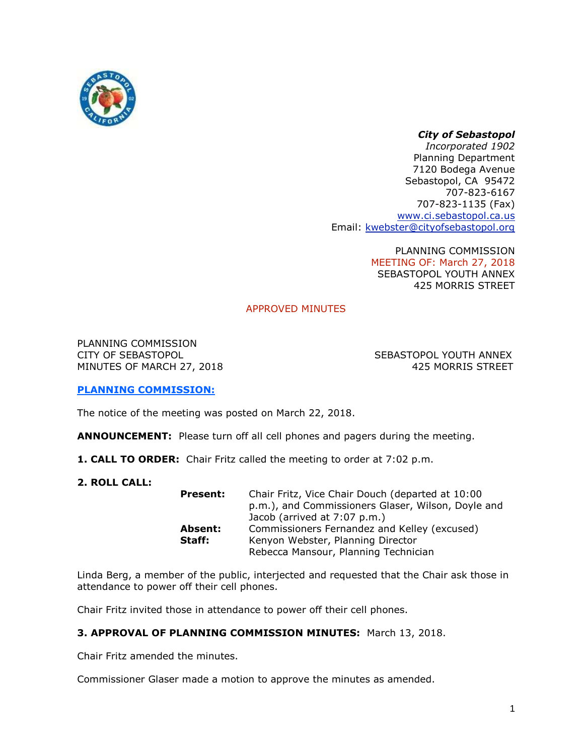***City of Sebastopol***
*Incorporated 1902*
Planning Department
7120 Bodega Avenue
Sebastopol, CA 95472
707-823-6167
707-823-1135 (Fax)
www.ci.sebastopol.ca.us
Email: kwebster@cityofsebastopol.org

PLANNING COMMISSION
MEETING OF: March 27, 2018
SEBASTOPOL YOUTH ANNEX
425 MORRIS STREET

APPROVED MINUTES

PLANNING COMMISSION
CITY OF SEBASTOPOL
MINUTES OF MARCH 27, 2018

SEBASTOPOL YOUTH ANNEX
425 MORRIS STREET

**PLANNING COMMISSION:**

The notice of the meeting was posted on March 22, 2018.

**ANNOUNCEMENT:** Please turn off all cell phones and pagers during the meeting.

**1. CALL TO ORDER:** Chair Fritz called the meeting to order at 7:02 p.m.

**2. ROLL CALL:**

**Present:** Chair Fritz, Vice Chair Douch (departed at 10:00 p.m.), and Commissioners Glaser, Wilson, Doyle and Jacob (arrived at 7:07 p.m.)
**Absent:** Commissioners Fernandez and Kelley (excused)
**Staff:** Kenyon Webster, Planning Director
Rebecca Mansour, Planning Technician

Linda Berg, a member of the public, interjected and requested that the Chair ask those in attendance to power off their cell phones.

Chair Fritz invited those in attendance to power off their cell phones.

**3. APPROVAL OF PLANNING COMMISSION MINUTES:** March 13, 2018.

Chair Fritz amended the minutes.

Commissioner Glaser made a motion to approve the minutes as amended.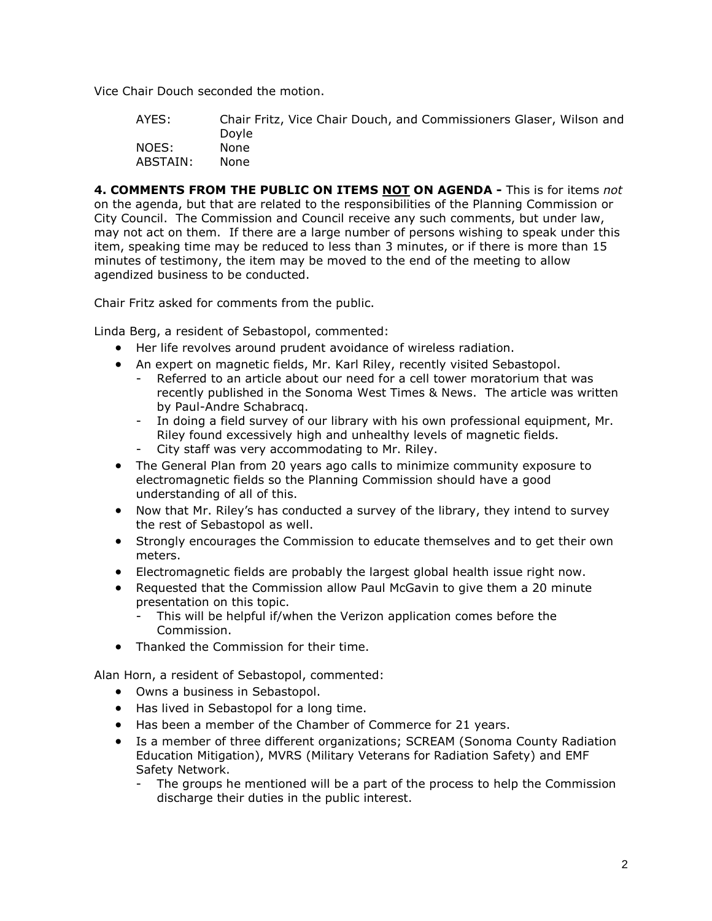Vice Chair Douch seconded the motion.

| AYES: | Chair Fritz, Vice Chair Douch, and Commissioners Glaser, Wilson and Doyle |
|---|---|
| NOES: | None |
| ABSTAIN: | None |

**4. COMMENTS FROM THE PUBLIC ON ITEMS <u>NOT</u> ON AGENDA -** This is for items *not* on the agenda, but that are related to the responsibilities of the Planning Commission or City Council. The Commission and Council receive any such comments, but under law, may not act on them. If there are a large number of persons wishing to speak under this item, speaking time may be reduced to less than 3 minutes, or if there is more than 15 minutes of testimony, the item may be moved to the end of the meeting to allow agendized business to be conducted.

Chair Fritz asked for comments from the public.

Linda Berg, a resident of Sebastopol, commented:

- Her life revolves around prudent avoidance of wireless radiation.
- An expert on magnetic fields, Mr. Karl Riley, recently visited Sebastopol.
  - Referred to an article about our need for a cell tower moratorium that was recently published in the Sonoma West Times & News. The article was written by Paul-Andre Schabracq.
  - In doing a field survey of our library with his own professional equipment, Mr. Riley found excessively high and unhealthy levels of magnetic fields.
  - City staff was very accommodating to Mr. Riley.
- The General Plan from 20 years ago calls to minimize community exposure to electromagnetic fields so the Planning Commission should have a good understanding of all of this.
- Now that Mr. Riley's has conducted a survey of the library, they intend to survey the rest of Sebastopol as well.
- Strongly encourages the Commission to educate themselves and to get their own meters.
- Electromagnetic fields are probably the largest global health issue right now.
- Requested that the Commission allow Paul McGavin to give them a 20 minute presentation on this topic.
  - This will be helpful if/when the Verizon application comes before the Commission.
- Thanked the Commission for their time.

Alan Horn, a resident of Sebastopol, commented:

- Owns a business in Sebastopol.
- Has lived in Sebastopol for a long time.
- Has been a member of the Chamber of Commerce for 21 years.
- Is a member of three different organizations; SCREAM (Sonoma County Radiation Education Mitigation), MVRS (Military Veterans for Radiation Safety) and EMF Safety Network.
  - The groups he mentioned will be a part of the process to help the Commission discharge their duties in the public interest.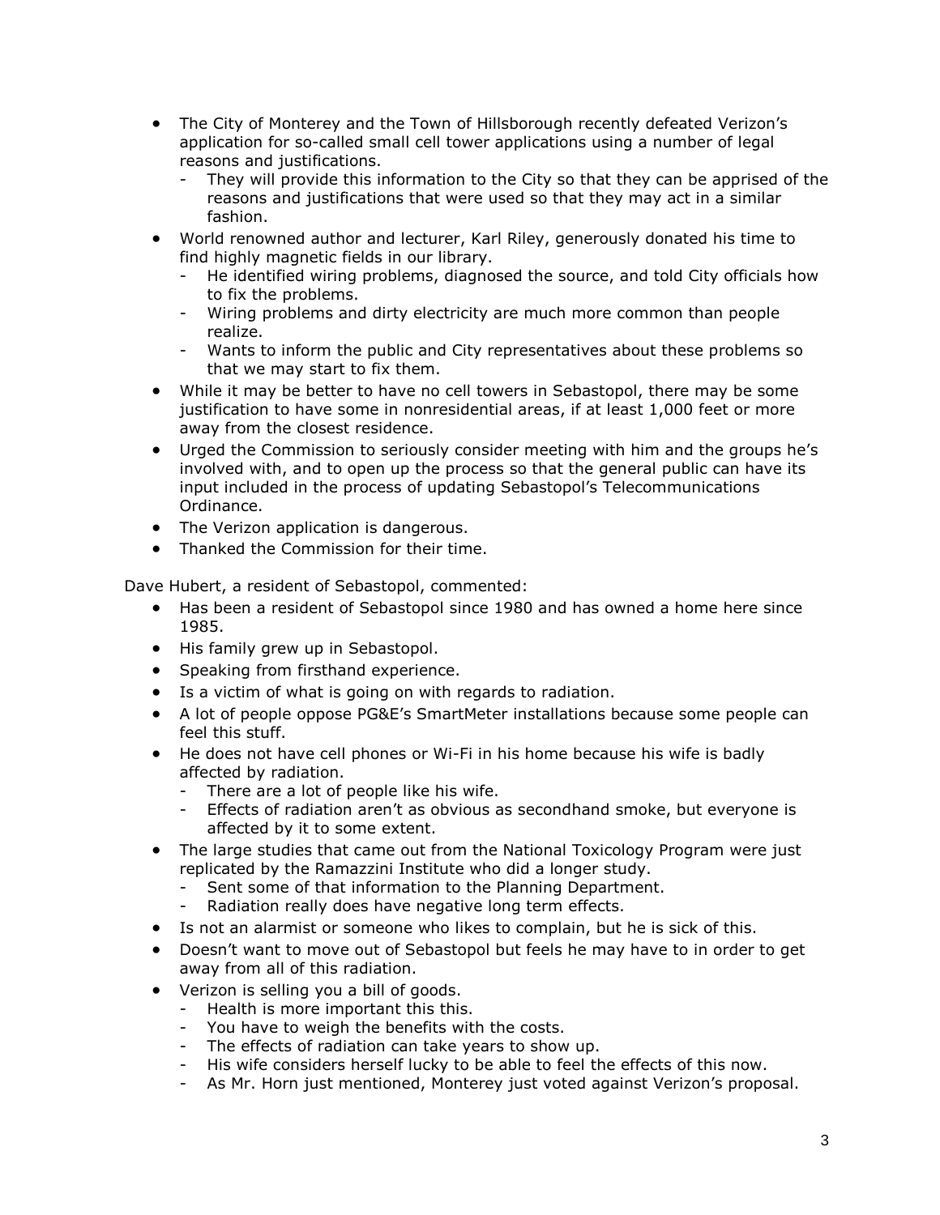- The City of Monterey and the Town of Hillsborough recently defeated Verizon's application for so-called small cell tower applications using a number of legal reasons and justifications.
  - They will provide this information to the City so that they can be apprised of the reasons and justifications that were used so that they may act in a similar fashion.
- World renowned author and lecturer, Karl Riley, generously donated his time to find highly magnetic fields in our library.
  - He identified wiring problems, diagnosed the source, and told City officials how to fix the problems.
  - Wiring problems and dirty electricity are much more common than people realize.
  - Wants to inform the public and City representatives about these problems so that we may start to fix them.
- While it may be better to have no cell towers in Sebastopol, there may be some justification to have some in nonresidential areas, if at least 1,000 feet or more away from the closest residence.
- Urged the Commission to seriously consider meeting with him and the groups he's involved with, and to open up the process so that the general public can have its input included in the process of updating Sebastopol's Telecommunications Ordinance.
- The Verizon application is dangerous.
- Thanked the Commission for their time.

Dave Hubert, a resident of Sebastopol, commented:

- Has been a resident of Sebastopol since 1980 and has owned a home here since 1985.
- His family grew up in Sebastopol.
- Speaking from firsthand experience.
- Is a victim of what is going on with regards to radiation.
- A lot of people oppose PG&E's SmartMeter installations because some people can feel this stuff.
- He does not have cell phones or Wi-Fi in his home because his wife is badly affected by radiation.
  - There are a lot of people like his wife.
  - Effects of radiation aren't as obvious as secondhand smoke, but everyone is affected by it to some extent.
- The large studies that came out from the National Toxicology Program were just replicated by the Ramazzini Institute who did a longer study.
  - Sent some of that information to the Planning Department.
  - Radiation really does have negative long term effects.
- Is not an alarmist or someone who likes to complain, but he is sick of this.
- Doesn't want to move out of Sebastopol but feels he may have to in order to get away from all of this radiation.
- Verizon is selling you a bill of goods.
  - Health is more important this this.
  - You have to weigh the benefits with the costs.
  - The effects of radiation can take years to show up.
  - His wife considers herself lucky to be able to feel the effects of this now.
  - As Mr. Horn just mentioned, Monterey just voted against Verizon's proposal.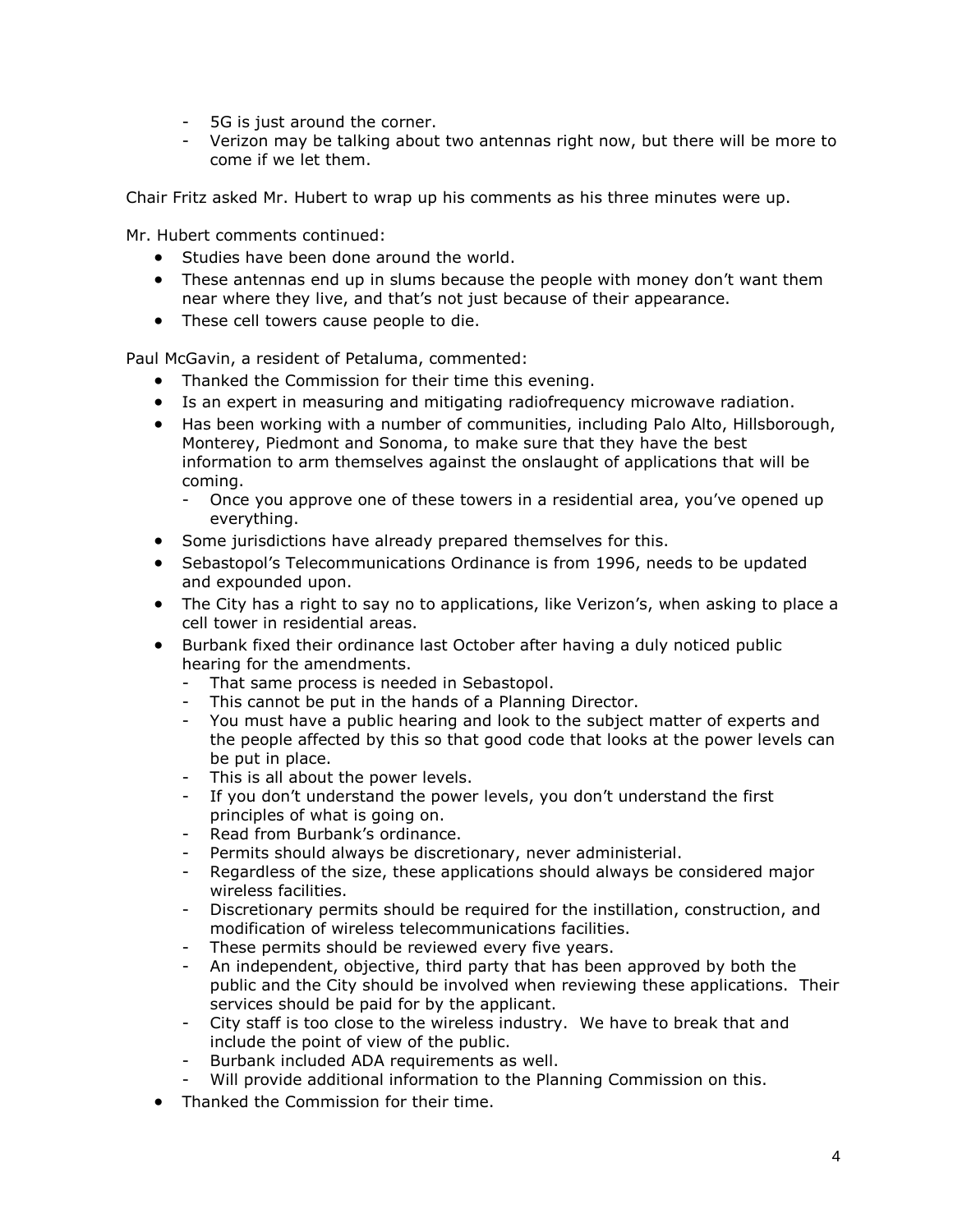- 5G is just around the corner.
  - Verizon may be talking about two antennas right now, but there will be more to come if we let them.

Chair Fritz asked Mr. Hubert to wrap up his comments as his three minutes were up.

Mr. Hubert comments continued:

- Studies have been done around the world.
- These antennas end up in slums because the people with money don't want them near where they live, and that's not just because of their appearance.
- These cell towers cause people to die.

Paul McGavin, a resident of Petaluma, commented:

- Thanked the Commission for their time this evening.
- Is an expert in measuring and mitigating radiofrequency microwave radiation.
- Has been working with a number of communities, including Palo Alto, Hillsborough, Monterey, Piedmont and Sonoma, to make sure that they have the best information to arm themselves against the onslaught of applications that will be coming.
  - Once you approve one of these towers in a residential area, you've opened up everything.
- Some jurisdictions have already prepared themselves for this.
- Sebastopol's Telecommunications Ordinance is from 1996, needs to be updated and expounded upon.
- The City has a right to say no to applications, like Verizon's, when asking to place a cell tower in residential areas.
- Burbank fixed their ordinance last October after having a duly noticed public hearing for the amendments.
  - That same process is needed in Sebastopol.
  - This cannot be put in the hands of a Planning Director.
  - You must have a public hearing and look to the subject matter of experts and the people affected by this so that good code that looks at the power levels can be put in place.
  - This is all about the power levels.
  - If you don't understand the power levels, you don't understand the first principles of what is going on.
  - Read from Burbank's ordinance.
  - Permits should always be discretionary, never administerial.
  - Regardless of the size, these applications should always be considered major wireless facilities.
  - Discretionary permits should be required for the instillation, construction, and modification of wireless telecommunications facilities.
  - These permits should be reviewed every five years.
  - An independent, objective, third party that has been approved by both the public and the City should be involved when reviewing these applications. Their services should be paid for by the applicant.
  - City staff is too close to the wireless industry. We have to break that and include the point of view of the public.
  - Burbank included ADA requirements as well.
  - Will provide additional information to the Planning Commission on this.
- Thanked the Commission for their time.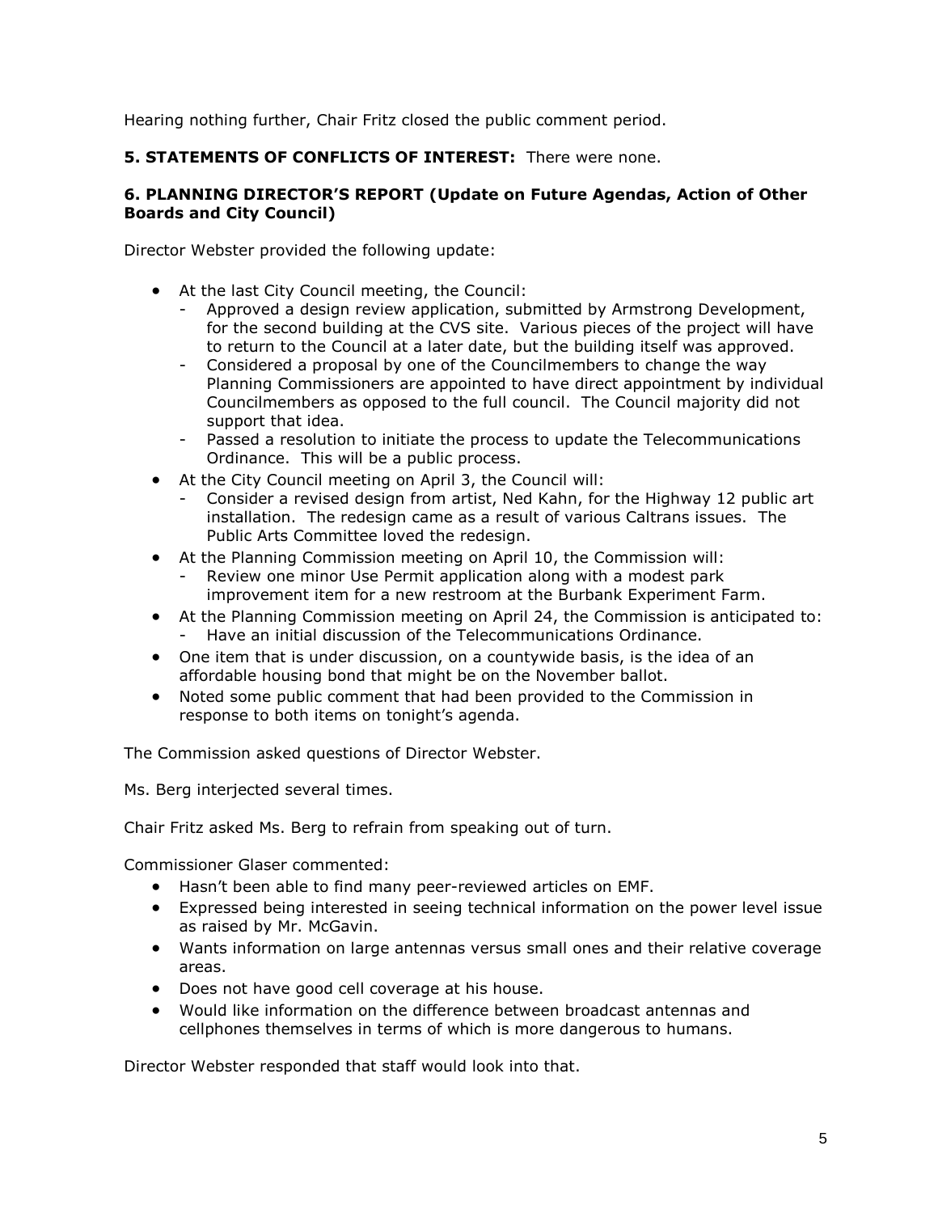Hearing nothing further, Chair Fritz closed the public comment period.

**5. STATEMENTS OF CONFLICTS OF INTEREST:** There were none.

**6. PLANNING DIRECTOR'S REPORT (Update on Future Agendas, Action of Other Boards and City Council)**

Director Webster provided the following update:

- At the last City Council meeting, the Council:
  - Approved a design review application, submitted by Armstrong Development, for the second building at the CVS site. Various pieces of the project will have to return to the Council at a later date, but the building itself was approved.
  - Considered a proposal by one of the Councilmembers to change the way Planning Commissioners are appointed to have direct appointment by individual Councilmembers as opposed to the full council. The Council majority did not support that idea.
  - Passed a resolution to initiate the process to update the Telecommunications Ordinance. This will be a public process.
- At the City Council meeting on April 3, the Council will:
  - Consider a revised design from artist, Ned Kahn, for the Highway 12 public art installation. The redesign came as a result of various Caltrans issues. The Public Arts Committee loved the redesign.
- At the Planning Commission meeting on April 10, the Commission will:
  - Review one minor Use Permit application along with a modest park improvement item for a new restroom at the Burbank Experiment Farm.
- At the Planning Commission meeting on April 24, the Commission is anticipated to:
  - Have an initial discussion of the Telecommunications Ordinance.
- One item that is under discussion, on a countywide basis, is the idea of an affordable housing bond that might be on the November ballot.
- Noted some public comment that had been provided to the Commission in response to both items on tonight's agenda.

The Commission asked questions of Director Webster.

Ms. Berg interjected several times.

Chair Fritz asked Ms. Berg to refrain from speaking out of turn.

Commissioner Glaser commented:

- Hasn't been able to find many peer-reviewed articles on EMF.
- Expressed being interested in seeing technical information on the power level issue as raised by Mr. McGavin.
- Wants information on large antennas versus small ones and their relative coverage areas.
- Does not have good cell coverage at his house.
- Would like information on the difference between broadcast antennas and cellphones themselves in terms of which is more dangerous to humans.

Director Webster responded that staff would look into that.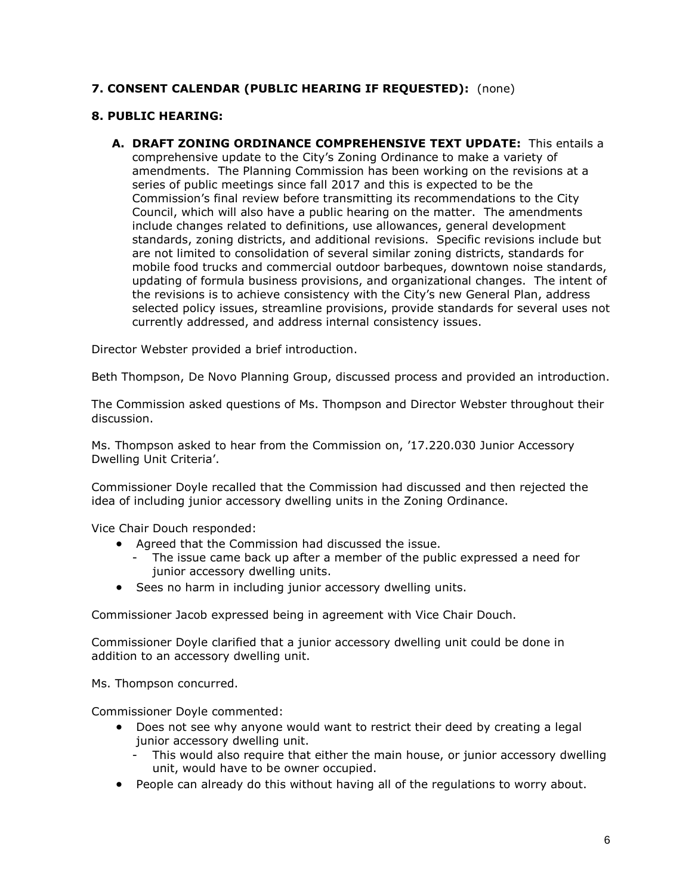**7. CONSENT CALENDAR (PUBLIC HEARING IF REQUESTED):** (none)

**8. PUBLIC HEARING:**

**A. DRAFT ZONING ORDINANCE COMPREHENSIVE TEXT UPDATE:** This entails a comprehensive update to the City's Zoning Ordinance to make a variety of amendments. The Planning Commission has been working on the revisions at a series of public meetings since fall 2017 and this is expected to be the Commission's final review before transmitting its recommendations to the City Council, which will also have a public hearing on the matter. The amendments include changes related to definitions, use allowances, general development standards, zoning districts, and additional revisions. Specific revisions include but are not limited to consolidation of several similar zoning districts, standards for mobile food trucks and commercial outdoor barbeques, downtown noise standards, updating of formula business provisions, and organizational changes. The intent of the revisions is to achieve consistency with the City's new General Plan, address selected policy issues, streamline provisions, provide standards for several uses not currently addressed, and address internal consistency issues.

Director Webster provided a brief introduction.

Beth Thompson, De Novo Planning Group, discussed process and provided an introduction.

The Commission asked questions of Ms. Thompson and Director Webster throughout their discussion.

Ms. Thompson asked to hear from the Commission on, '17.220.030 Junior Accessory Dwelling Unit Criteria'.

Commissioner Doyle recalled that the Commission had discussed and then rejected the idea of including junior accessory dwelling units in the Zoning Ordinance.

Vice Chair Douch responded:

- Agreed that the Commission had discussed the issue.
  - The issue came back up after a member of the public expressed a need for junior accessory dwelling units.
- Sees no harm in including junior accessory dwelling units.

Commissioner Jacob expressed being in agreement with Vice Chair Douch.

Commissioner Doyle clarified that a junior accessory dwelling unit could be done in addition to an accessory dwelling unit.

Ms. Thompson concurred.

Commissioner Doyle commented:

- Does not see why anyone would want to restrict their deed by creating a legal junior accessory dwelling unit.
  - This would also require that either the main house, or junior accessory dwelling unit, would have to be owner occupied.
- People can already do this without having all of the regulations to worry about.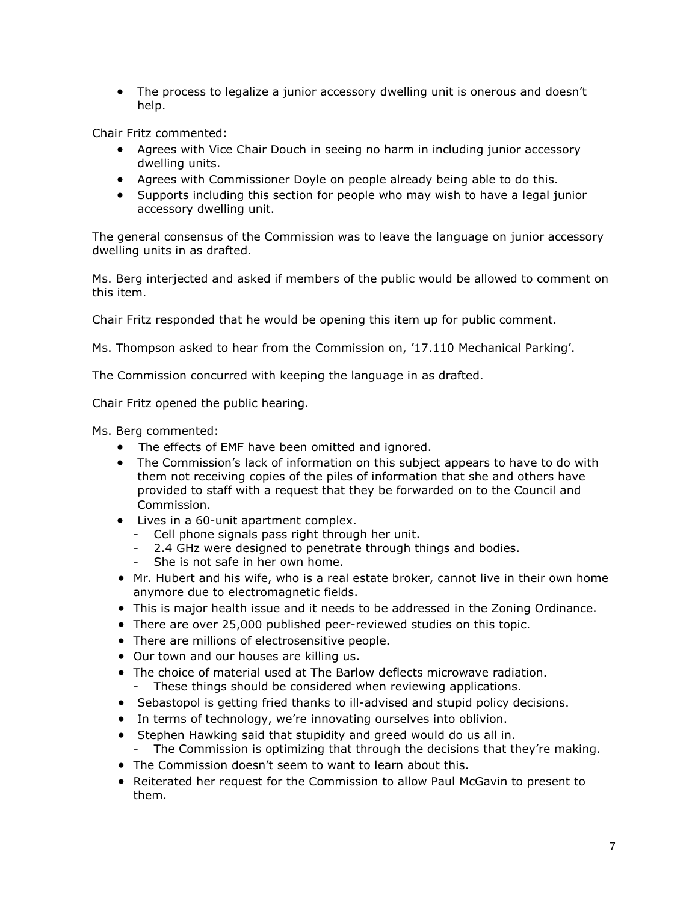- The process to legalize a junior accessory dwelling unit is onerous and doesn't help.

Chair Fritz commented:

- Agrees with Vice Chair Douch in seeing no harm in including junior accessory dwelling units.
- Agrees with Commissioner Doyle on people already being able to do this.
- Supports including this section for people who may wish to have a legal junior accessory dwelling unit.

The general consensus of the Commission was to leave the language on junior accessory dwelling units in as drafted.

Ms. Berg interjected and asked if members of the public would be allowed to comment on this item.

Chair Fritz responded that he would be opening this item up for public comment.

Ms. Thompson asked to hear from the Commission on, '17.110 Mechanical Parking'.

The Commission concurred with keeping the language in as drafted.

Chair Fritz opened the public hearing.

Ms. Berg commented:

- The effects of EMF have been omitted and ignored.
- The Commission's lack of information on this subject appears to have to do with them not receiving copies of the piles of information that she and others have provided to staff with a request that they be forwarded on to the Council and Commission.
- Lives in a 60-unit apartment complex.
    - Cell phone signals pass right through her unit.
    - 2.4 GHz were designed to penetrate through things and bodies.
    - She is not safe in her own home.
- Mr. Hubert and his wife, who is a real estate broker, cannot live in their own home anymore due to electromagnetic fields.
- This is major health issue and it needs to be addressed in the Zoning Ordinance.
- There are over 25,000 published peer-reviewed studies on this topic.
- There are millions of electrosensitive people.
- Our town and our houses are killing us.
- The choice of material used at The Barlow deflects microwave radiation.
    - These things should be considered when reviewing applications.
- Sebastopol is getting fried thanks to ill-advised and stupid policy decisions.
- In terms of technology, we're innovating ourselves into oblivion.
- Stephen Hawking said that stupidity and greed would do us all in.
    - The Commission is optimizing that through the decisions that they're making.
- The Commission doesn't seem to want to learn about this.
- Reiterated her request for the Commission to allow Paul McGavin to present to them.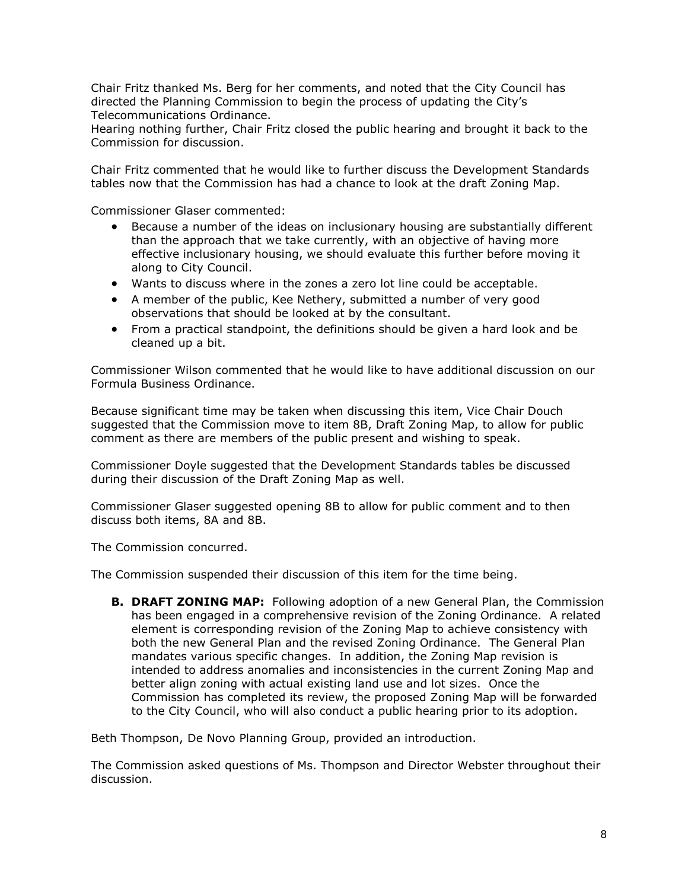Chair Fritz thanked Ms. Berg for her comments, and noted that the City Council has directed the Planning Commission to begin the process of updating the City's Telecommunications Ordinance.
Hearing nothing further, Chair Fritz closed the public hearing and brought it back to the Commission for discussion.

Chair Fritz commented that he would like to further discuss the Development Standards tables now that the Commission has had a chance to look at the draft Zoning Map.

Commissioner Glaser commented:

- Because a number of the ideas on inclusionary housing are substantially different than the approach that we take currently, with an objective of having more effective inclusionary housing, we should evaluate this further before moving it along to City Council.
- Wants to discuss where in the zones a zero lot line could be acceptable.
- A member of the public, Kee Nethery, submitted a number of very good observations that should be looked at by the consultant.
- From a practical standpoint, the definitions should be given a hard look and be cleaned up a bit.

Commissioner Wilson commented that he would like to have additional discussion on our Formula Business Ordinance.

Because significant time may be taken when discussing this item, Vice Chair Douch suggested that the Commission move to item 8B, Draft Zoning Map, to allow for public comment as there are members of the public present and wishing to speak.

Commissioner Doyle suggested that the Development Standards tables be discussed during their discussion of the Draft Zoning Map as well.

Commissioner Glaser suggested opening 8B to allow for public comment and to then discuss both items, 8A and 8B.

The Commission concurred.

The Commission suspended their discussion of this item for the time being.

**B. DRAFT ZONING MAP:** Following adoption of a new General Plan, the Commission has been engaged in a comprehensive revision of the Zoning Ordinance. A related element is corresponding revision of the Zoning Map to achieve consistency with both the new General Plan and the revised Zoning Ordinance. The General Plan mandates various specific changes. In addition, the Zoning Map revision is intended to address anomalies and inconsistencies in the current Zoning Map and better align zoning with actual existing land use and lot sizes. Once the Commission has completed its review, the proposed Zoning Map will be forwarded to the City Council, who will also conduct a public hearing prior to its adoption.

Beth Thompson, De Novo Planning Group, provided an introduction.

The Commission asked questions of Ms. Thompson and Director Webster throughout their discussion.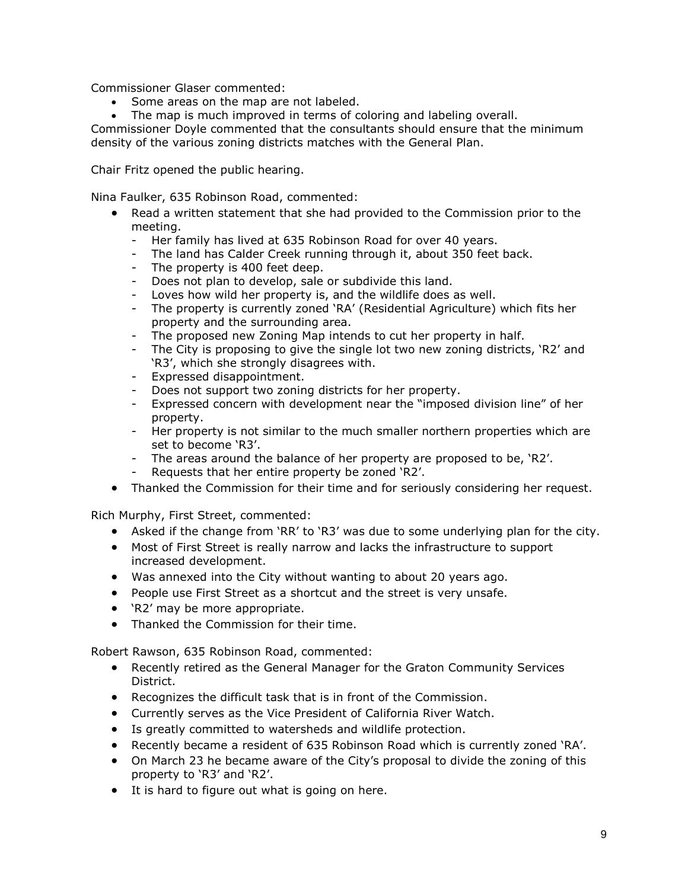Commissioner Glaser commented:

- Some areas on the map are not labeled.
- The map is much improved in terms of coloring and labeling overall.

Commissioner Doyle commented that the consultants should ensure that the minimum density of the various zoning districts matches with the General Plan.

Chair Fritz opened the public hearing.

Nina Faulker, 635 Robinson Road, commented:

- Read a written statement that she had provided to the Commission prior to the meeting.
  - Her family has lived at 635 Robinson Road for over 40 years.
  - The land has Calder Creek running through it, about 350 feet back.
  - The property is 400 feet deep.
  - Does not plan to develop, sale or subdivide this land.
  - Loves how wild her property is, and the wildlife does as well.
  - The property is currently zoned 'RA' (Residential Agriculture) which fits her property and the surrounding area.
  - The proposed new Zoning Map intends to cut her property in half.
  - The City is proposing to give the single lot two new zoning districts, 'R2' and 'R3', which she strongly disagrees with.
  - Expressed disappointment.
  - Does not support two zoning districts for her property.
  - Expressed concern with development near the "imposed division line" of her property.
  - Her property is not similar to the much smaller northern properties which are set to become 'R3'.
  - The areas around the balance of her property are proposed to be, 'R2'.
  - Requests that her entire property be zoned 'R2'.
- Thanked the Commission for their time and for seriously considering her request.

Rich Murphy, First Street, commented:

- Asked if the change from 'RR' to 'R3' was due to some underlying plan for the city.
- Most of First Street is really narrow and lacks the infrastructure to support increased development.
- Was annexed into the City without wanting to about 20 years ago.
- People use First Street as a shortcut and the street is very unsafe.
- 'R2' may be more appropriate.
- Thanked the Commission for their time.

Robert Rawson, 635 Robinson Road, commented:

- Recently retired as the General Manager for the Graton Community Services District.
- Recognizes the difficult task that is in front of the Commission.
- Currently serves as the Vice President of California River Watch.
- Is greatly committed to watersheds and wildlife protection.
- Recently became a resident of 635 Robinson Road which is currently zoned 'RA'.
- On March 23 he became aware of the City's proposal to divide the zoning of this property to 'R3' and 'R2'.
- It is hard to figure out what is going on here.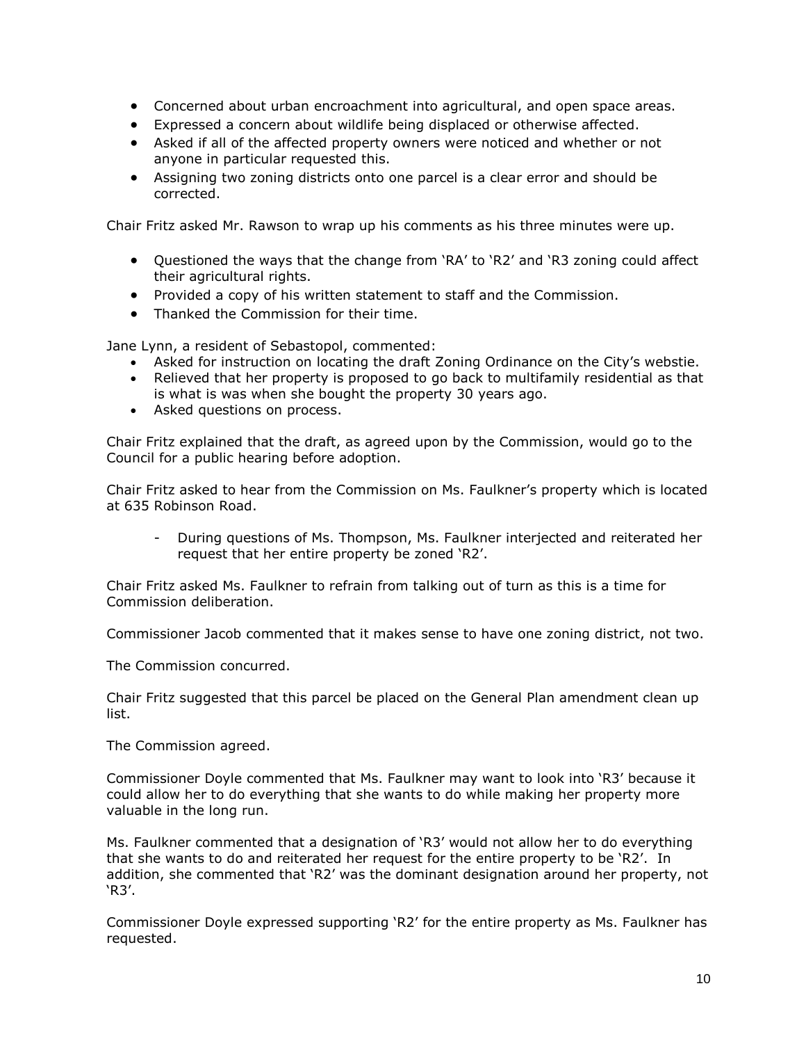- Concerned about urban encroachment into agricultural, and open space areas.
- Expressed a concern about wildlife being displaced or otherwise affected.
- Asked if all of the affected property owners were noticed and whether or not anyone in particular requested this.
- Assigning two zoning districts onto one parcel is a clear error and should be corrected.

Chair Fritz asked Mr. Rawson to wrap up his comments as his three minutes were up.

- Questioned the ways that the change from 'RA' to 'R2' and 'R3 zoning could affect their agricultural rights.
- Provided a copy of his written statement to staff and the Commission.
- Thanked the Commission for their time.

Jane Lynn, a resident of Sebastopol, commented:

- Asked for instruction on locating the draft Zoning Ordinance on the City's webstie.
- Relieved that her property is proposed to go back to multifamily residential as that is what is was when she bought the property 30 years ago.
- Asked questions on process.

Chair Fritz explained that the draft, as agreed upon by the Commission, would go to the Council for a public hearing before adoption.

Chair Fritz asked to hear from the Commission on Ms. Faulkner's property which is located at 635 Robinson Road.

- During questions of Ms. Thompson, Ms. Faulkner interjected and reiterated her request that her entire property be zoned 'R2'.

Chair Fritz asked Ms. Faulkner to refrain from talking out of turn as this is a time for Commission deliberation.

Commissioner Jacob commented that it makes sense to have one zoning district, not two.

The Commission concurred.

Chair Fritz suggested that this parcel be placed on the General Plan amendment clean up list.

The Commission agreed.

Commissioner Doyle commented that Ms. Faulkner may want to look into 'R3' because it could allow her to do everything that she wants to do while making her property more valuable in the long run.

Ms. Faulkner commented that a designation of 'R3' would not allow her to do everything that she wants to do and reiterated her request for the entire property to be 'R2'. In addition, she commented that 'R2' was the dominant designation around her property, not 'R3'.

Commissioner Doyle expressed supporting 'R2' for the entire property as Ms. Faulkner has requested.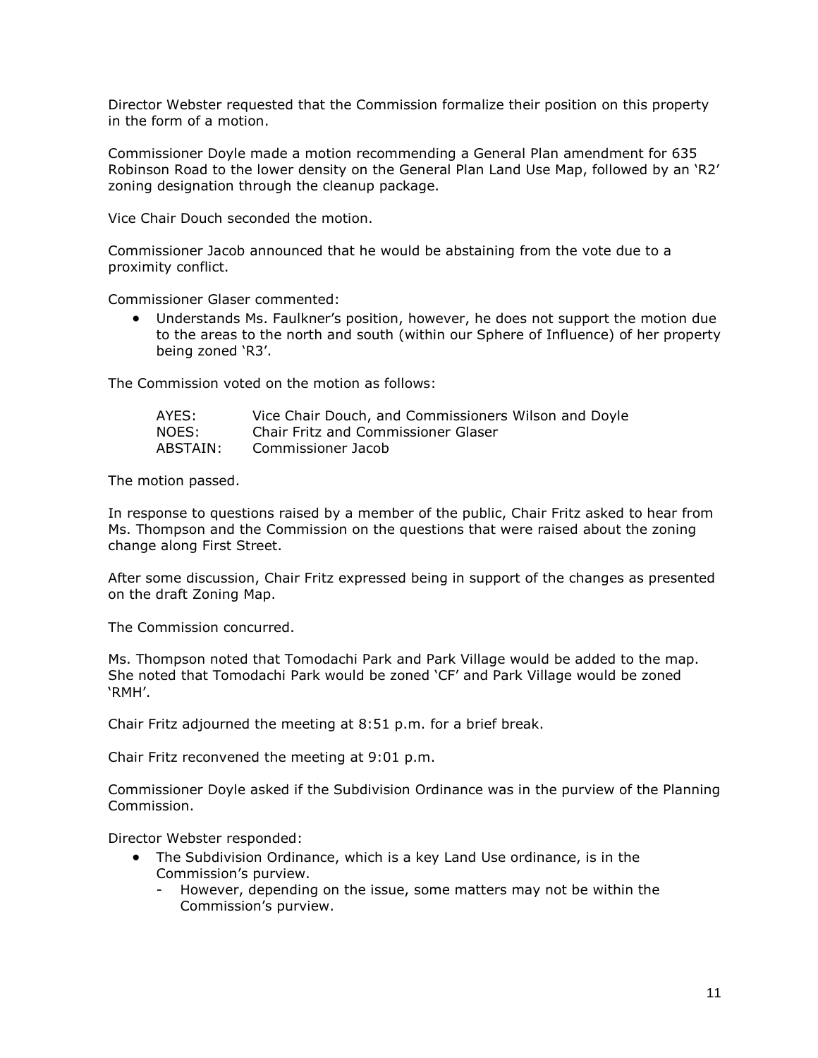Director Webster requested that the Commission formalize their position on this property in the form of a motion.

Commissioner Doyle made a motion recommending a General Plan amendment for 635 Robinson Road to the lower density on the General Plan Land Use Map, followed by an 'R2' zoning designation through the cleanup package.

Vice Chair Douch seconded the motion.

Commissioner Jacob announced that he would be abstaining from the vote due to a proximity conflict.

Commissioner Glaser commented:

- Understands Ms. Faulkner's position, however, he does not support the motion due to the areas to the north and south (within our Sphere of Influence) of her property being zoned 'R3'.

The Commission voted on the motion as follows:

AYES: Vice Chair Douch, and Commissioners Wilson and Doyle
NOES: Chair Fritz and Commissioner Glaser
ABSTAIN: Commissioner Jacob

The motion passed.

In response to questions raised by a member of the public, Chair Fritz asked to hear from Ms. Thompson and the Commission on the questions that were raised about the zoning change along First Street.

After some discussion, Chair Fritz expressed being in support of the changes as presented on the draft Zoning Map.

The Commission concurred.

Ms. Thompson noted that Tomodachi Park and Park Village would be added to the map. She noted that Tomodachi Park would be zoned 'CF' and Park Village would be zoned 'RMH'.

Chair Fritz adjourned the meeting at 8:51 p.m. for a brief break.

Chair Fritz reconvened the meeting at 9:01 p.m.

Commissioner Doyle asked if the Subdivision Ordinance was in the purview of the Planning Commission.

Director Webster responded:

- The Subdivision Ordinance, which is a key Land Use ordinance, is in the Commission's purview.
  - However, depending on the issue, some matters may not be within the Commission's purview.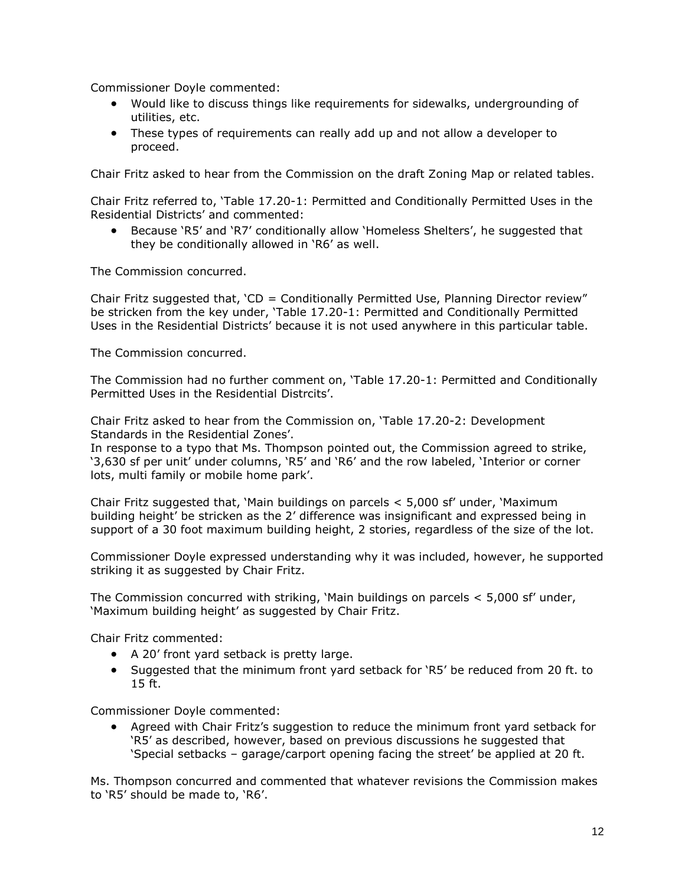Commissioner Doyle commented:

- Would like to discuss things like requirements for sidewalks, undergrounding of utilities, etc.
- These types of requirements can really add up and not allow a developer to proceed.

Chair Fritz asked to hear from the Commission on the draft Zoning Map or related tables.

Chair Fritz referred to, 'Table 17.20-1: Permitted and Conditionally Permitted Uses in the Residential Districts' and commented:

- Because 'R5' and 'R7' conditionally allow 'Homeless Shelters', he suggested that they be conditionally allowed in 'R6' as well.

The Commission concurred.

Chair Fritz suggested that, 'CD = Conditionally Permitted Use, Planning Director review" be stricken from the key under, 'Table 17.20-1: Permitted and Conditionally Permitted Uses in the Residential Districts' because it is not used anywhere in this particular table.

The Commission concurred.

The Commission had no further comment on, 'Table 17.20-1: Permitted and Conditionally Permitted Uses in the Residential Distrcits'.

Chair Fritz asked to hear from the Commission on, 'Table 17.20-2: Development Standards in the Residential Zones'.
In response to a typo that Ms. Thompson pointed out, the Commission agreed to strike, '3,630 sf per unit' under columns, 'R5' and 'R6' and the row labeled, 'Interior or corner lots, multi family or mobile home park'.

Chair Fritz suggested that, 'Main buildings on parcels < 5,000 sf' under, 'Maximum building height' be stricken as the 2' difference was insignificant and expressed being in support of a 30 foot maximum building height, 2 stories, regardless of the size of the lot.

Commissioner Doyle expressed understanding why it was included, however, he supported striking it as suggested by Chair Fritz.

The Commission concurred with striking, 'Main buildings on parcels < 5,000 sf' under, 'Maximum building height' as suggested by Chair Fritz.

Chair Fritz commented:

- A 20' front yard setback is pretty large.
- Suggested that the minimum front yard setback for 'R5' be reduced from 20 ft. to 15 ft.

Commissioner Doyle commented:

- Agreed with Chair Fritz's suggestion to reduce the minimum front yard setback for 'R5' as described, however, based on previous discussions he suggested that 'Special setbacks – garage/carport opening facing the street' be applied at 20 ft.

Ms. Thompson concurred and commented that whatever revisions the Commission makes to 'R5' should be made to, 'R6'.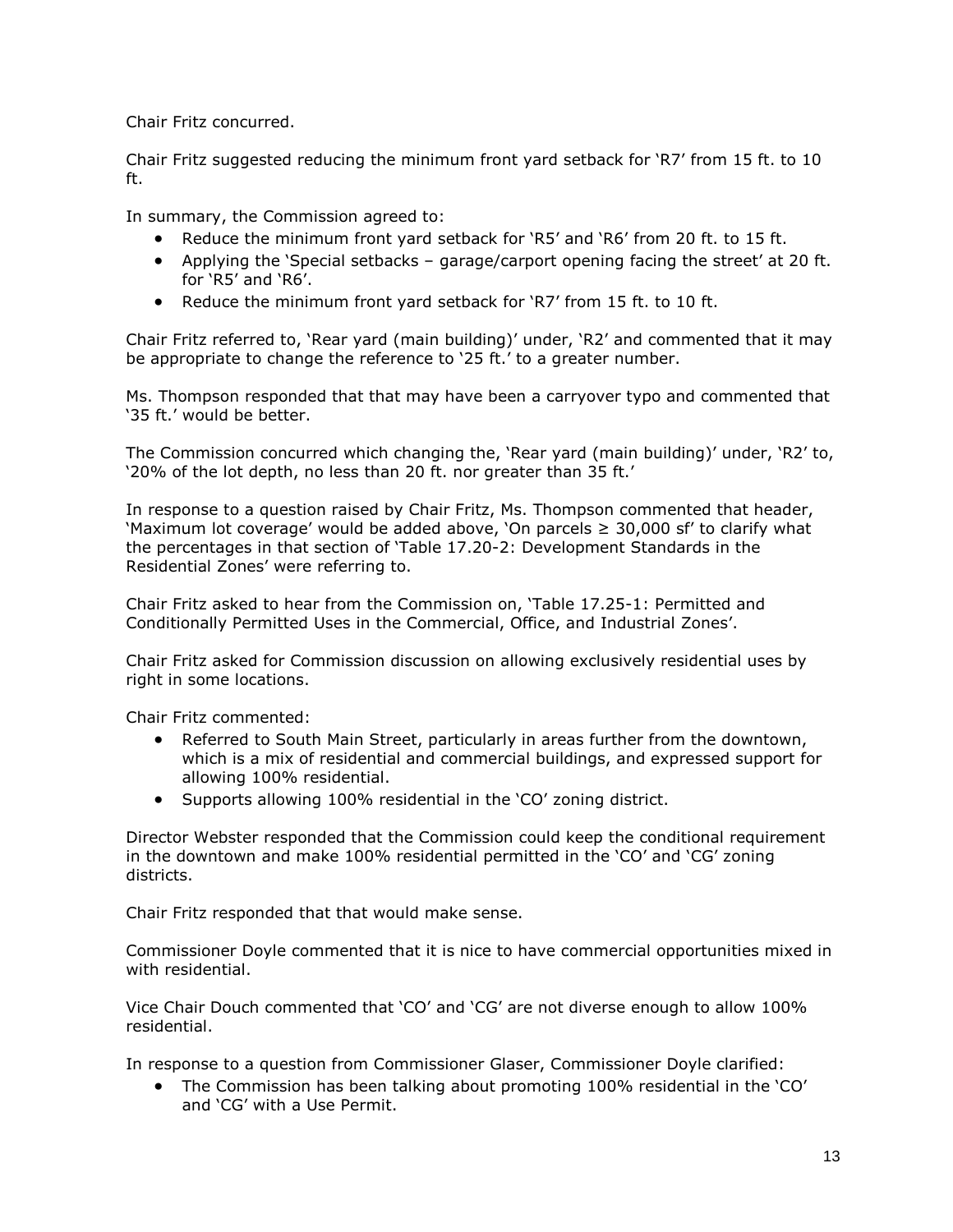Chair Fritz concurred.

Chair Fritz suggested reducing the minimum front yard setback for 'R7' from 15 ft. to 10 ft.

In summary, the Commission agreed to:

- Reduce the minimum front yard setback for 'R5' and 'R6' from 20 ft. to 15 ft.
- Applying the 'Special setbacks – garage/carport opening facing the street' at 20 ft. for 'R5' and 'R6'.
- Reduce the minimum front yard setback for 'R7' from 15 ft. to 10 ft.

Chair Fritz referred to, 'Rear yard (main building)' under, 'R2' and commented that it may be appropriate to change the reference to '25 ft.' to a greater number.

Ms. Thompson responded that that may have been a carryover typo and commented that '35 ft.' would be better.

The Commission concurred which changing the, 'Rear yard (main building)' under, 'R2' to, '20% of the lot depth, no less than 20 ft. nor greater than 35 ft.'

In response to a question raised by Chair Fritz, Ms. Thompson commented that header, 'Maximum lot coverage' would be added above, 'On parcels ≥ 30,000 sf' to clarify what the percentages in that section of 'Table 17.20-2: Development Standards in the Residential Zones' were referring to.

Chair Fritz asked to hear from the Commission on, 'Table 17.25-1: Permitted and Conditionally Permitted Uses in the Commercial, Office, and Industrial Zones'.

Chair Fritz asked for Commission discussion on allowing exclusively residential uses by right in some locations.

Chair Fritz commented:

- Referred to South Main Street, particularly in areas further from the downtown, which is a mix of residential and commercial buildings, and expressed support for allowing 100% residential.
- Supports allowing 100% residential in the 'CO' zoning district.

Director Webster responded that the Commission could keep the conditional requirement in the downtown and make 100% residential permitted in the 'CO' and 'CG' zoning districts.

Chair Fritz responded that that would make sense.

Commissioner Doyle commented that it is nice to have commercial opportunities mixed in with residential.

Vice Chair Douch commented that 'CO' and 'CG' are not diverse enough to allow 100% residential.

In response to a question from Commissioner Glaser, Commissioner Doyle clarified:

- The Commission has been talking about promoting 100% residential in the 'CO' and 'CG' with a Use Permit.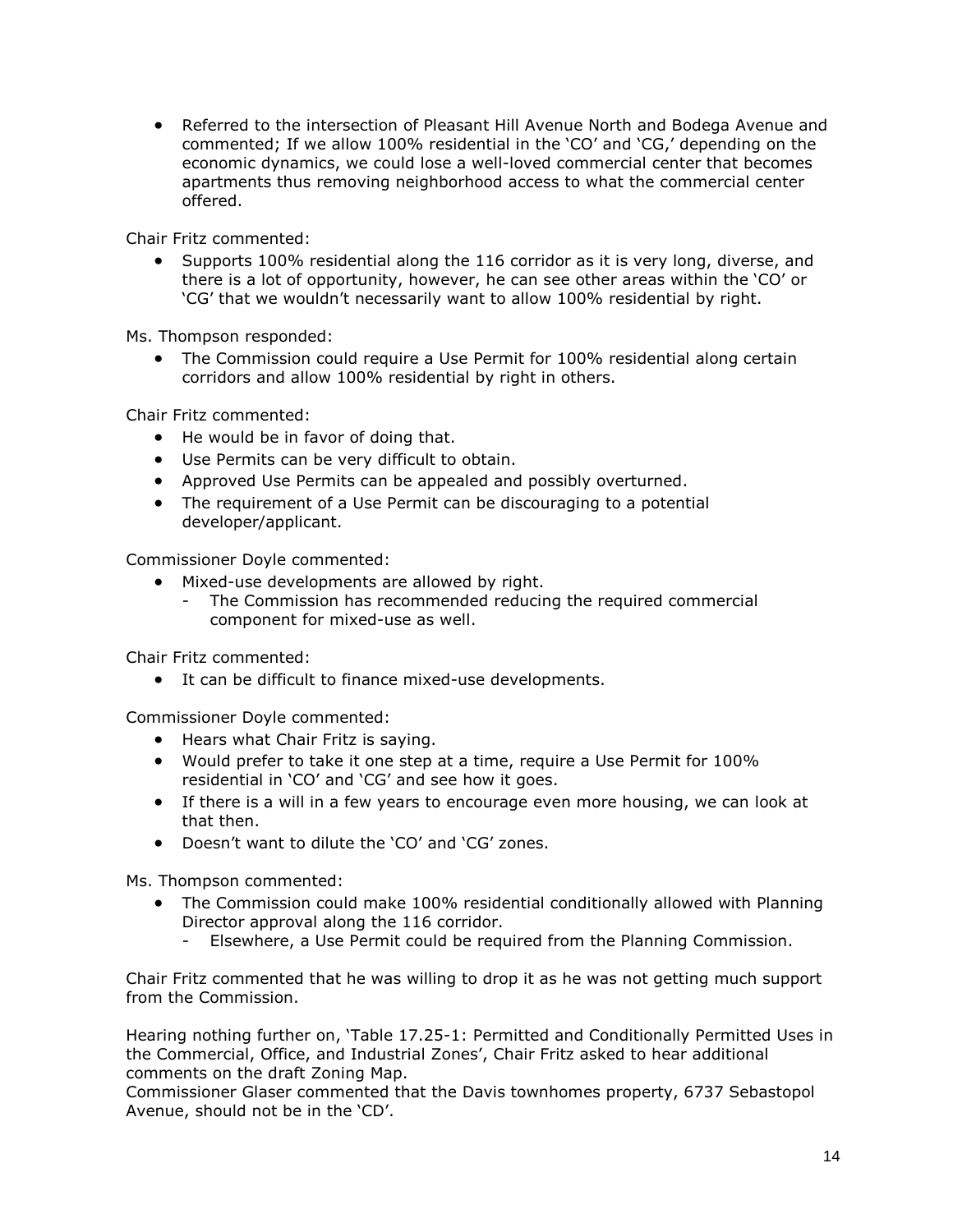- Referred to the intersection of Pleasant Hill Avenue North and Bodega Avenue and commented; If we allow 100% residential in the 'CO' and 'CG,' depending on the economic dynamics, we could lose a well-loved commercial center that becomes apartments thus removing neighborhood access to what the commercial center offered.

Chair Fritz commented:

- Supports 100% residential along the 116 corridor as it is very long, diverse, and there is a lot of opportunity, however, he can see other areas within the 'CO' or 'CG' that we wouldn't necessarily want to allow 100% residential by right.

Ms. Thompson responded:

- The Commission could require a Use Permit for 100% residential along certain corridors and allow 100% residential by right in others.

Chair Fritz commented:

- He would be in favor of doing that.
- Use Permits can be very difficult to obtain.
- Approved Use Permits can be appealed and possibly overturned.
- The requirement of a Use Permit can be discouraging to a potential developer/applicant.

Commissioner Doyle commented:

- Mixed-use developments are allowed by right.
  - The Commission has recommended reducing the required commercial component for mixed-use as well.

Chair Fritz commented:

- It can be difficult to finance mixed-use developments.

Commissioner Doyle commented:

- Hears what Chair Fritz is saying.
- Would prefer to take it one step at a time, require a Use Permit for 100% residential in 'CO' and 'CG' and see how it goes.
- If there is a will in a few years to encourage even more housing, we can look at that then.
- Doesn't want to dilute the 'CO' and 'CG' zones.

Ms. Thompson commented:

- The Commission could make 100% residential conditionally allowed with Planning Director approval along the 116 corridor.
  - Elsewhere, a Use Permit could be required from the Planning Commission.

Chair Fritz commented that he was willing to drop it as he was not getting much support from the Commission.

Hearing nothing further on, 'Table 17.25-1: Permitted and Conditionally Permitted Uses in the Commercial, Office, and Industrial Zones', Chair Fritz asked to hear additional comments on the draft Zoning Map.
Commissioner Glaser commented that the Davis townhomes property, 6737 Sebastopol Avenue, should not be in the 'CD'.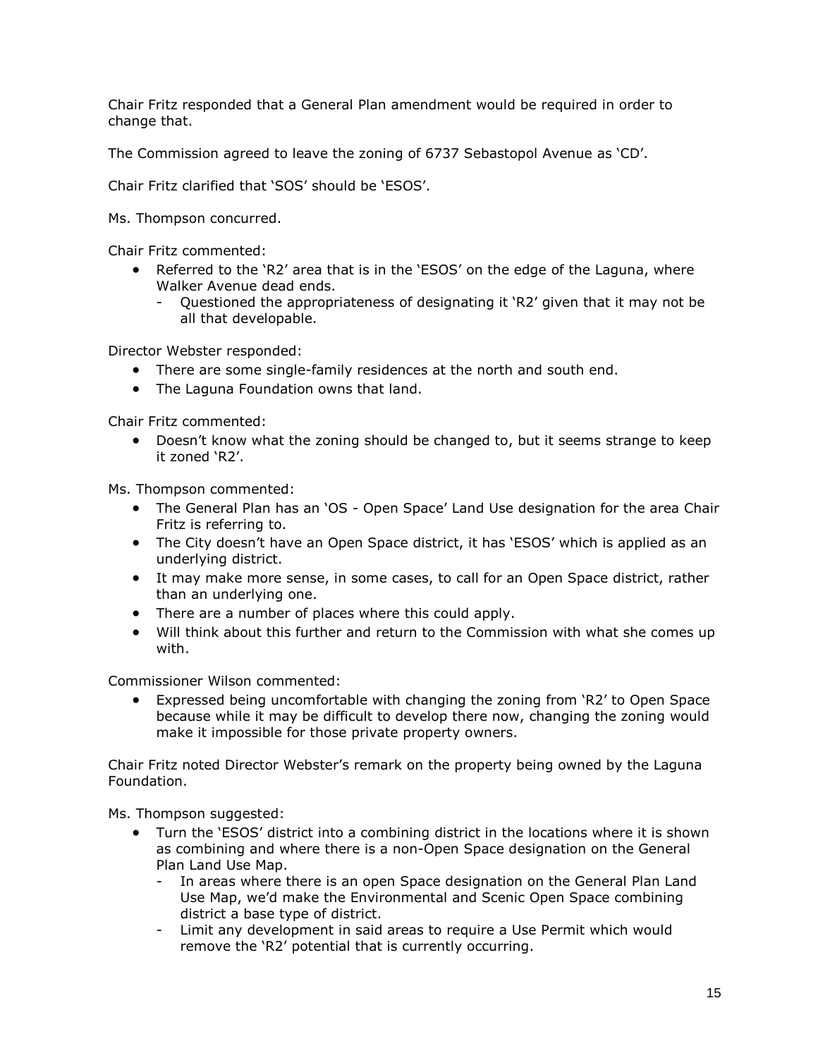Chair Fritz responded that a General Plan amendment would be required in order to change that.

The Commission agreed to leave the zoning of 6737 Sebastopol Avenue as 'CD'.

Chair Fritz clarified that 'SOS' should be 'ESOS'.

Ms. Thompson concurred.

Chair Fritz commented:

- Referred to the 'R2' area that is in the 'ESOS' on the edge of the Laguna, where Walker Avenue dead ends.
  - Questioned the appropriateness of designating it 'R2' given that it may not be all that developable.

Director Webster responded:

- There are some single-family residences at the north and south end.
- The Laguna Foundation owns that land.

Chair Fritz commented:

- Doesn't know what the zoning should be changed to, but it seems strange to keep it zoned 'R2'.

Ms. Thompson commented:

- The General Plan has an 'OS - Open Space' Land Use designation for the area Chair Fritz is referring to.
- The City doesn't have an Open Space district, it has 'ESOS' which is applied as an underlying district.
- It may make more sense, in some cases, to call for an Open Space district, rather than an underlying one.
- There are a number of places where this could apply.
- Will think about this further and return to the Commission with what she comes up with.

Commissioner Wilson commented:

- Expressed being uncomfortable with changing the zoning from 'R2' to Open Space because while it may be difficult to develop there now, changing the zoning would make it impossible for those private property owners.

Chair Fritz noted Director Webster's remark on the property being owned by the Laguna Foundation.

Ms. Thompson suggested:

- Turn the 'ESOS' district into a combining district in the locations where it is shown as combining and where there is a non-Open Space designation on the General Plan Land Use Map.
  - In areas where there is an open Space designation on the General Plan Land Use Map, we'd make the Environmental and Scenic Open Space combining district a base type of district.
  - Limit any development in said areas to require a Use Permit which would remove the 'R2' potential that is currently occurring.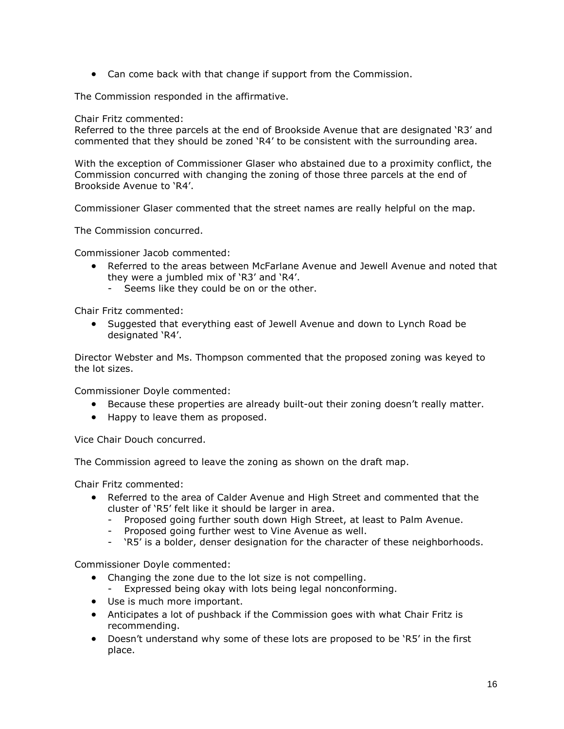- Can come back with that change if support from the Commission.

The Commission responded in the affirmative.

Chair Fritz commented:
Referred to the three parcels at the end of Brookside Avenue that are designated 'R3' and commented that they should be zoned 'R4' to be consistent with the surrounding area.

With the exception of Commissioner Glaser who abstained due to a proximity conflict, the Commission concurred with changing the zoning of those three parcels at the end of Brookside Avenue to 'R4'.

Commissioner Glaser commented that the street names are really helpful on the map.

The Commission concurred.

Commissioner Jacob commented:

- Referred to the areas between McFarlane Avenue and Jewell Avenue and noted that they were a jumbled mix of 'R3' and 'R4'.
  - Seems like they could be on or the other.

Chair Fritz commented:

- Suggested that everything east of Jewell Avenue and down to Lynch Road be designated 'R4'.

Director Webster and Ms. Thompson commented that the proposed zoning was keyed to the lot sizes.

Commissioner Doyle commented:

- Because these properties are already built-out their zoning doesn't really matter.
- Happy to leave them as proposed.

Vice Chair Douch concurred.

The Commission agreed to leave the zoning as shown on the draft map.

Chair Fritz commented:

- Referred to the area of Calder Avenue and High Street and commented that the cluster of 'R5' felt like it should be larger in area.
  - Proposed going further south down High Street, at least to Palm Avenue.
  - Proposed going further west to Vine Avenue as well.
  - 'R5' is a bolder, denser designation for the character of these neighborhoods.

Commissioner Doyle commented:

- Changing the zone due to the lot size is not compelling.
  - Expressed being okay with lots being legal nonconforming.
- Use is much more important.
- Anticipates a lot of pushback if the Commission goes with what Chair Fritz is recommending.
- Doesn't understand why some of these lots are proposed to be 'R5' in the first place.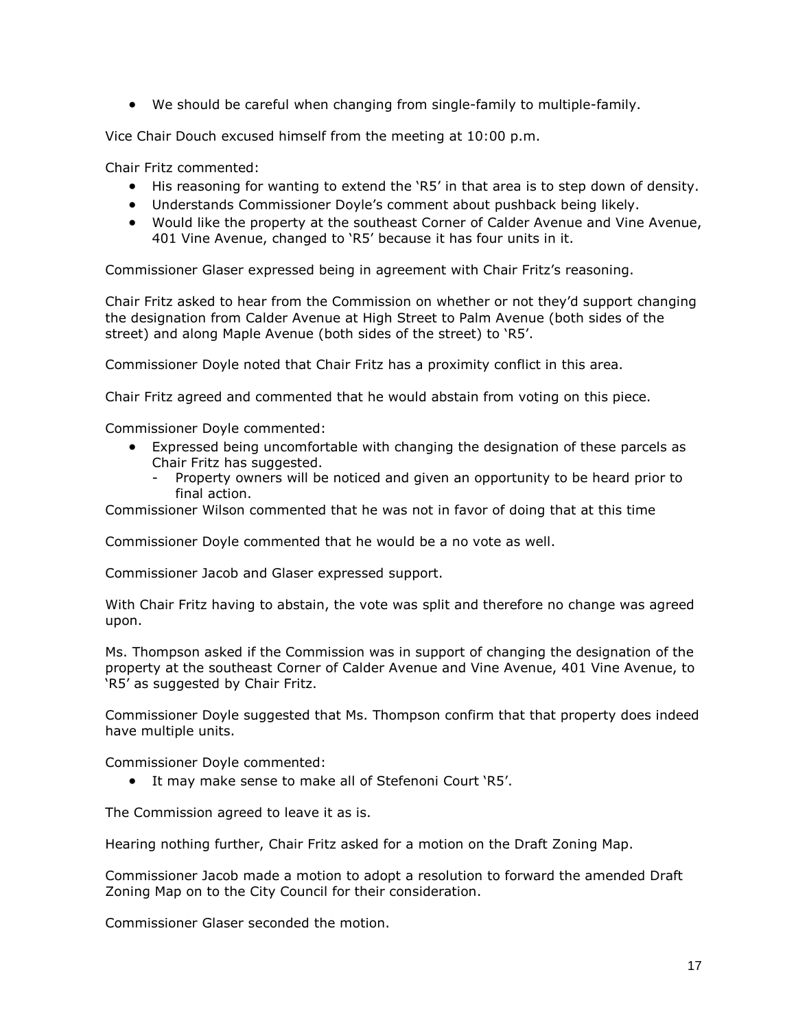- We should be careful when changing from single-family to multiple-family.

Vice Chair Douch excused himself from the meeting at 10:00 p.m.

Chair Fritz commented:

- His reasoning for wanting to extend the 'R5' in that area is to step down of density.
- Understands Commissioner Doyle's comment about pushback being likely.
- Would like the property at the southeast Corner of Calder Avenue and Vine Avenue, 401 Vine Avenue, changed to 'R5' because it has four units in it.

Commissioner Glaser expressed being in agreement with Chair Fritz's reasoning.

Chair Fritz asked to hear from the Commission on whether or not they'd support changing the designation from Calder Avenue at High Street to Palm Avenue (both sides of the street) and along Maple Avenue (both sides of the street) to 'R5'.

Commissioner Doyle noted that Chair Fritz has a proximity conflict in this area.

Chair Fritz agreed and commented that he would abstain from voting on this piece.

Commissioner Doyle commented:

- Expressed being uncomfortable with changing the designation of these parcels as Chair Fritz has suggested.
  - Property owners will be noticed and given an opportunity to be heard prior to final action.

Commissioner Wilson commented that he was not in favor of doing that at this time

Commissioner Doyle commented that he would be a no vote as well.

Commissioner Jacob and Glaser expressed support.

With Chair Fritz having to abstain, the vote was split and therefore no change was agreed upon.

Ms. Thompson asked if the Commission was in support of changing the designation of the property at the southeast Corner of Calder Avenue and Vine Avenue, 401 Vine Avenue, to 'R5' as suggested by Chair Fritz.

Commissioner Doyle suggested that Ms. Thompson confirm that that property does indeed have multiple units.

Commissioner Doyle commented:

- It may make sense to make all of Stefenoni Court 'R5'.

The Commission agreed to leave it as is.

Hearing nothing further, Chair Fritz asked for a motion on the Draft Zoning Map.

Commissioner Jacob made a motion to adopt a resolution to forward the amended Draft Zoning Map on to the City Council for their consideration.

Commissioner Glaser seconded the motion.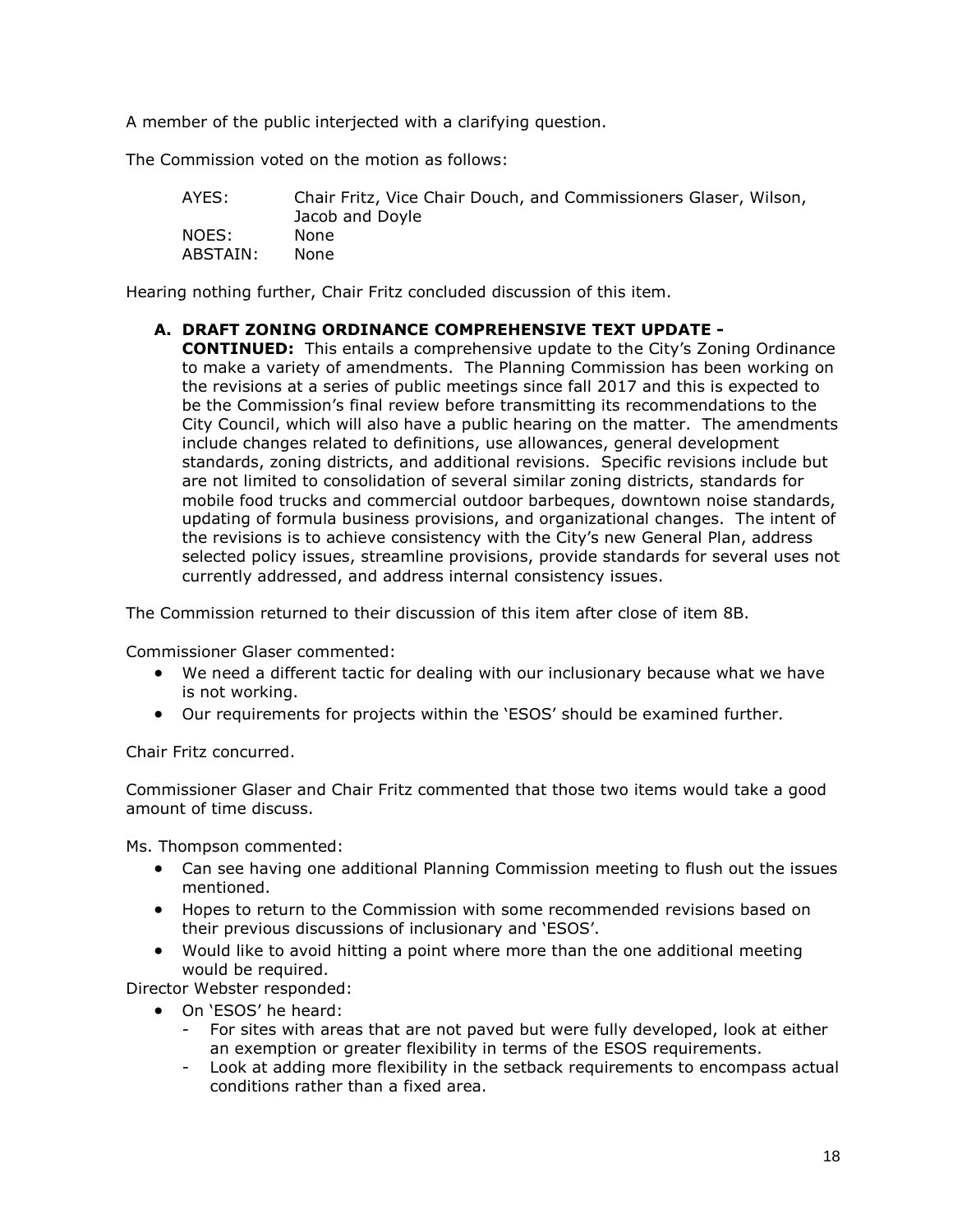A member of the public interjected with a clarifying question.

The Commission voted on the motion as follows:

AYES: Chair Fritz, Vice Chair Douch, and Commissioners Glaser, Wilson, Jacob and Doyle
NOES: None
ABSTAIN: None

Hearing nothing further, Chair Fritz concluded discussion of this item.

**A. DRAFT ZONING ORDINANCE COMPREHENSIVE TEXT UPDATE - CONTINUED:** This entails a comprehensive update to the City's Zoning Ordinance to make a variety of amendments. The Planning Commission has been working on the revisions at a series of public meetings since fall 2017 and this is expected to be the Commission's final review before transmitting its recommendations to the City Council, which will also have a public hearing on the matter. The amendments include changes related to definitions, use allowances, general development standards, zoning districts, and additional revisions. Specific revisions include but are not limited to consolidation of several similar zoning districts, standards for mobile food trucks and commercial outdoor barbeques, downtown noise standards, updating of formula business provisions, and organizational changes. The intent of the revisions is to achieve consistency with the City's new General Plan, address selected policy issues, streamline provisions, provide standards for several uses not currently addressed, and address internal consistency issues.

The Commission returned to their discussion of this item after close of item 8B.

Commissioner Glaser commented:

- We need a different tactic for dealing with our inclusionary because what we have is not working.
- Our requirements for projects within the 'ESOS' should be examined further.

Chair Fritz concurred.

Commissioner Glaser and Chair Fritz commented that those two items would take a good amount of time discuss.

Ms. Thompson commented:

- Can see having one additional Planning Commission meeting to flush out the issues mentioned.
- Hopes to return to the Commission with some recommended revisions based on their previous discussions of inclusionary and 'ESOS'.
- Would like to avoid hitting a point where more than the one additional meeting would be required.

Director Webster responded:

- On 'ESOS' he heard:
  - For sites with areas that are not paved but were fully developed, look at either an exemption or greater flexibility in terms of the ESOS requirements.
  - Look at adding more flexibility in the setback requirements to encompass actual conditions rather than a fixed area.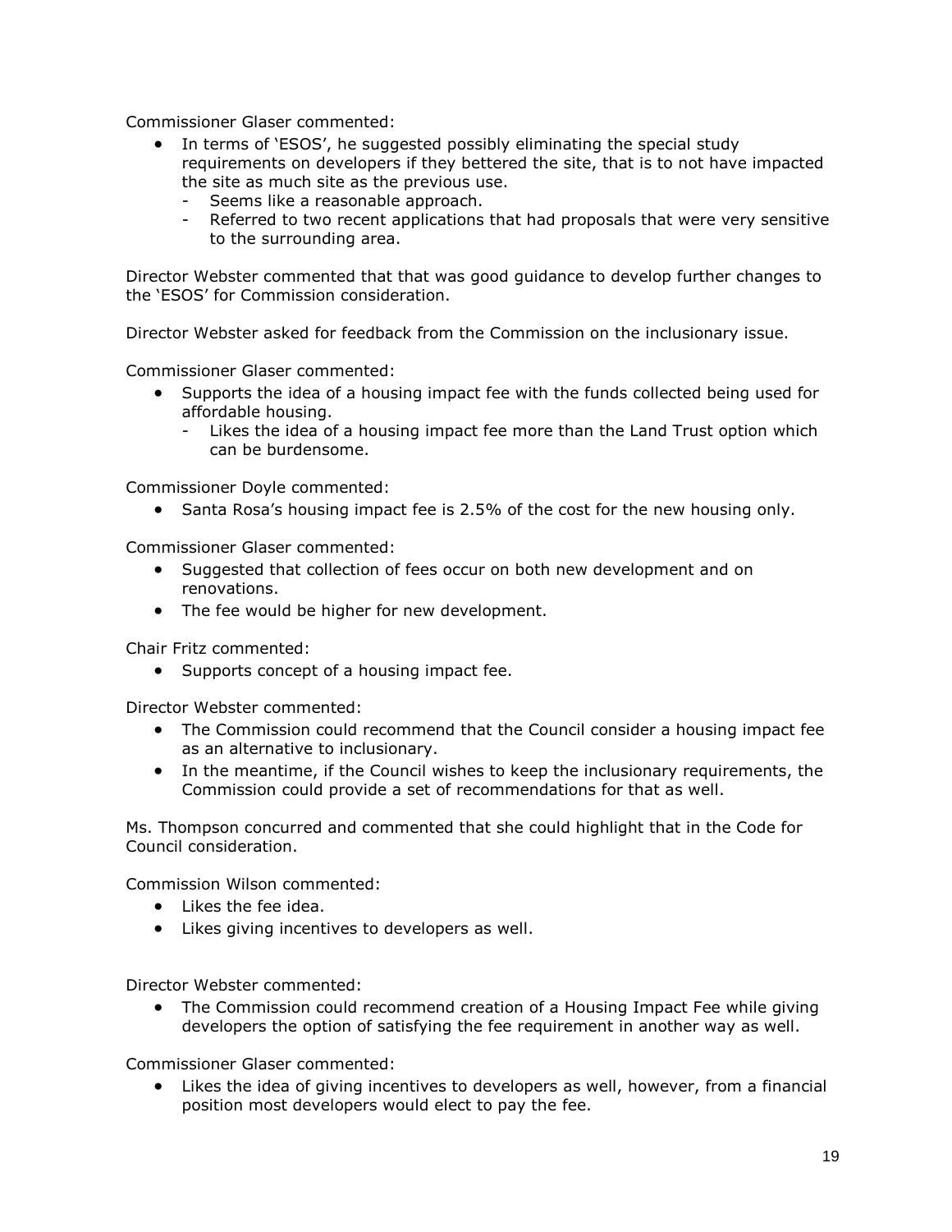Commissioner Glaser commented:

- In terms of 'ESOS', he suggested possibly eliminating the special study requirements on developers if they bettered the site, that is to not have impacted the site as much site as the previous use.
  - Seems like a reasonable approach.
  - Referred to two recent applications that had proposals that were very sensitive to the surrounding area.

Director Webster commented that that was good guidance to develop further changes to the 'ESOS' for Commission consideration.

Director Webster asked for feedback from the Commission on the inclusionary issue.

Commissioner Glaser commented:

- Supports the idea of a housing impact fee with the funds collected being used for affordable housing.
  - Likes the idea of a housing impact fee more than the Land Trust option which can be burdensome.

Commissioner Doyle commented:

- Santa Rosa's housing impact fee is 2.5% of the cost for the new housing only.

Commissioner Glaser commented:

- Suggested that collection of fees occur on both new development and on renovations.
- The fee would be higher for new development.

Chair Fritz commented:

- Supports concept of a housing impact fee.

Director Webster commented:

- The Commission could recommend that the Council consider a housing impact fee as an alternative to inclusionary.
- In the meantime, if the Council wishes to keep the inclusionary requirements, the Commission could provide a set of recommendations for that as well.

Ms. Thompson concurred and commented that she could highlight that in the Code for Council consideration.

Commission Wilson commented:

- Likes the fee idea.
- Likes giving incentives to developers as well.

Director Webster commented:

- The Commission could recommend creation of a Housing Impact Fee while giving developers the option of satisfying the fee requirement in another way as well.

Commissioner Glaser commented:

- Likes the idea of giving incentives to developers as well, however, from a financial position most developers would elect to pay the fee.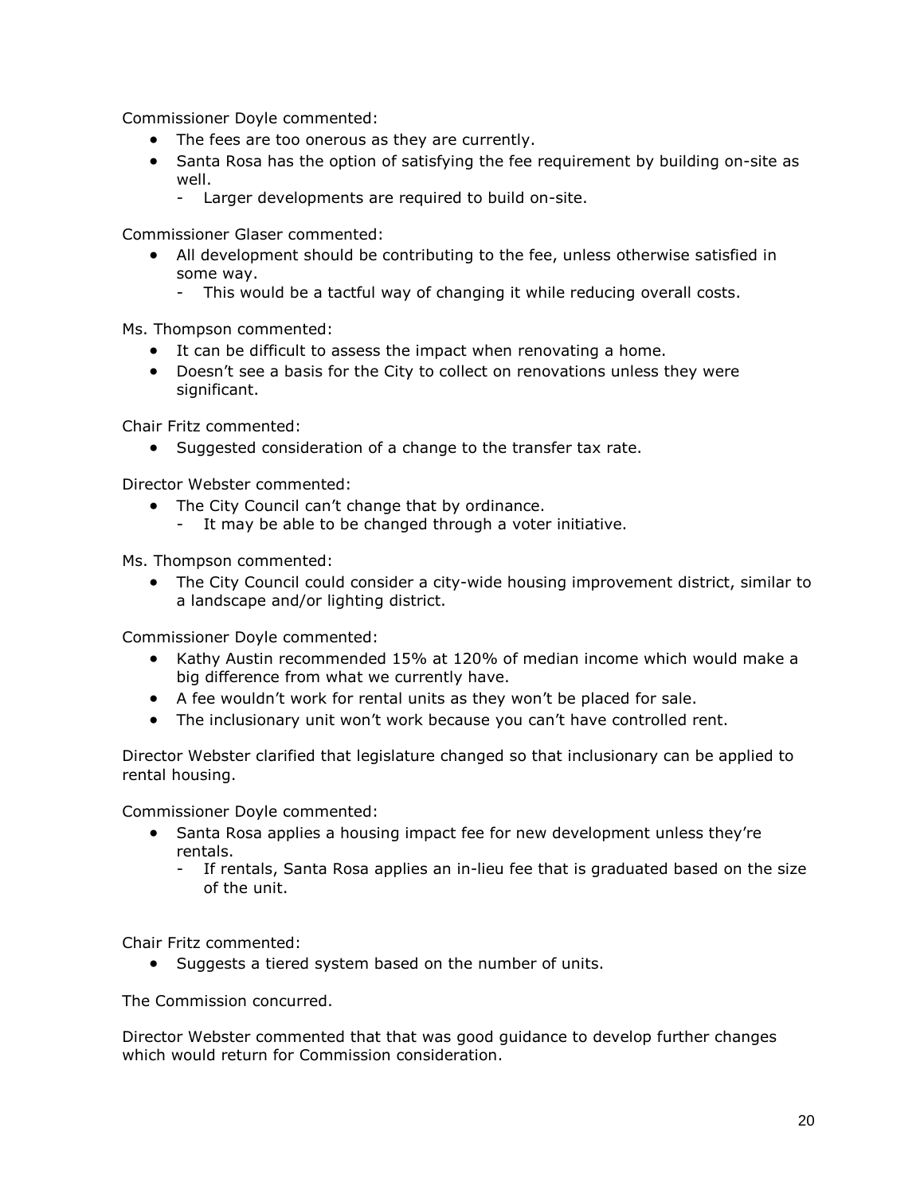Commissioner Doyle commented:

- The fees are too onerous as they are currently.
- Santa Rosa has the option of satisfying the fee requirement by building on-site as well.
  - Larger developments are required to build on-site.

Commissioner Glaser commented:

- All development should be contributing to the fee, unless otherwise satisfied in some way.
  - This would be a tactful way of changing it while reducing overall costs.

Ms. Thompson commented:

- It can be difficult to assess the impact when renovating a home.
- Doesn't see a basis for the City to collect on renovations unless they were significant.

Chair Fritz commented:

- Suggested consideration of a change to the transfer tax rate.

Director Webster commented:

- The City Council can't change that by ordinance.
  - It may be able to be changed through a voter initiative.

Ms. Thompson commented:

- The City Council could consider a city-wide housing improvement district, similar to a landscape and/or lighting district.

Commissioner Doyle commented:

- Kathy Austin recommended 15% at 120% of median income which would make a big difference from what we currently have.
- A fee wouldn't work for rental units as they won't be placed for sale.
- The inclusionary unit won't work because you can't have controlled rent.

Director Webster clarified that legislature changed so that inclusionary can be applied to rental housing.

Commissioner Doyle commented:

- Santa Rosa applies a housing impact fee for new development unless they're rentals.
  - If rentals, Santa Rosa applies an in-lieu fee that is graduated based on the size of the unit.

Chair Fritz commented:

- Suggests a tiered system based on the number of units.

The Commission concurred.

Director Webster commented that that was good guidance to develop further changes which would return for Commission consideration.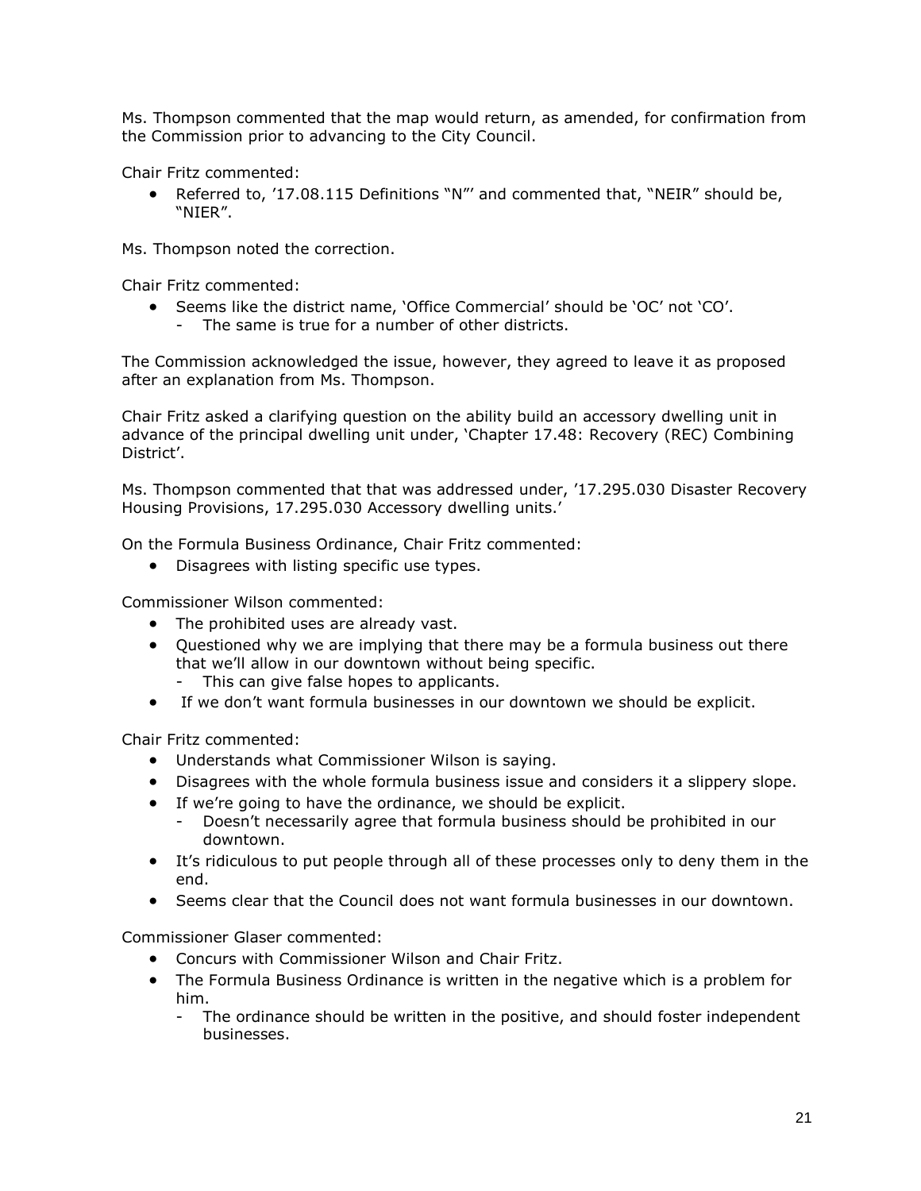Ms. Thompson commented that the map would return, as amended, for confirmation from the Commission prior to advancing to the City Council.

Chair Fritz commented:

- Referred to, '17.08.115 Definitions "N"' and commented that, "NEIR" should be, "NIER".

Ms. Thompson noted the correction.

Chair Fritz commented:

- Seems like the district name, 'Office Commercial' should be 'OC' not 'CO'.
  - The same is true for a number of other districts.

The Commission acknowledged the issue, however, they agreed to leave it as proposed after an explanation from Ms. Thompson.

Chair Fritz asked a clarifying question on the ability build an accessory dwelling unit in advance of the principal dwelling unit under, 'Chapter 17.48: Recovery (REC) Combining District'.

Ms. Thompson commented that that was addressed under, '17.295.030 Disaster Recovery Housing Provisions, 17.295.030 Accessory dwelling units.'

On the Formula Business Ordinance, Chair Fritz commented:

- Disagrees with listing specific use types.

Commissioner Wilson commented:

- The prohibited uses are already vast.
- Questioned why we are implying that there may be a formula business out there that we'll allow in our downtown without being specific.
  - This can give false hopes to applicants.
- If we don't want formula businesses in our downtown we should be explicit.

Chair Fritz commented:

- Understands what Commissioner Wilson is saying.
- Disagrees with the whole formula business issue and considers it a slippery slope.
- If we're going to have the ordinance, we should be explicit.
  - Doesn't necessarily agree that formula business should be prohibited in our downtown.
- It's ridiculous to put people through all of these processes only to deny them in the end.
- Seems clear that the Council does not want formula businesses in our downtown.

Commissioner Glaser commented:

- Concurs with Commissioner Wilson and Chair Fritz.
- The Formula Business Ordinance is written in the negative which is a problem for him.
  - The ordinance should be written in the positive, and should foster independent businesses.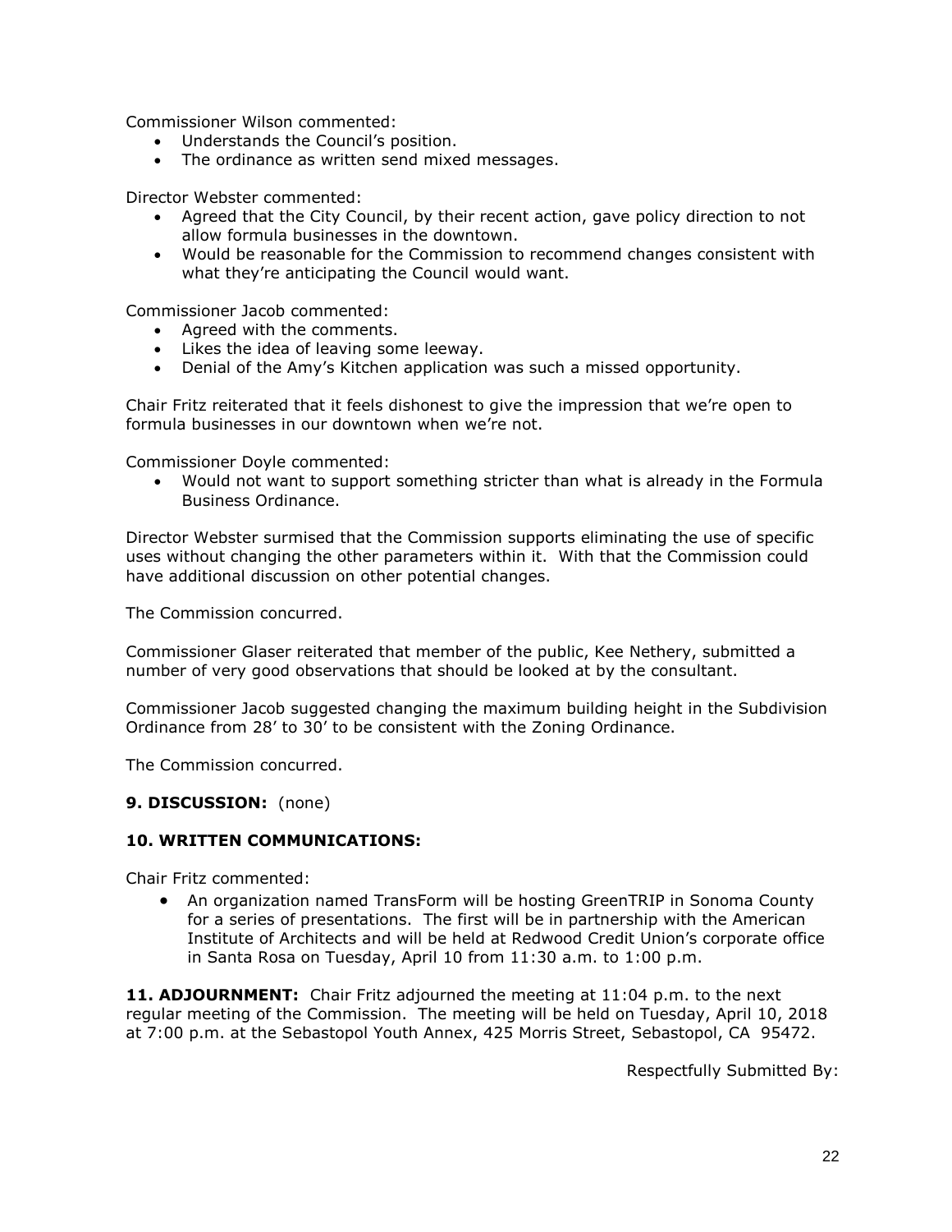Commissioner Wilson commented:

- Understands the Council's position.
- The ordinance as written send mixed messages.

Director Webster commented:

- Agreed that the City Council, by their recent action, gave policy direction to not allow formula businesses in the downtown.
- Would be reasonable for the Commission to recommend changes consistent with what they're anticipating the Council would want.

Commissioner Jacob commented:

- Agreed with the comments.
- Likes the idea of leaving some leeway.
- Denial of the Amy's Kitchen application was such a missed opportunity.

Chair Fritz reiterated that it feels dishonest to give the impression that we're open to formula businesses in our downtown when we're not.

Commissioner Doyle commented:

- Would not want to support something stricter than what is already in the Formula Business Ordinance.

Director Webster surmised that the Commission supports eliminating the use of specific uses without changing the other parameters within it. With that the Commission could have additional discussion on other potential changes.

The Commission concurred.

Commissioner Glaser reiterated that member of the public, Kee Nethery, submitted a number of very good observations that should be looked at by the consultant.

Commissioner Jacob suggested changing the maximum building height in the Subdivision Ordinance from 28' to 30' to be consistent with the Zoning Ordinance.

The Commission concurred.

**9. DISCUSSION:** (none)

**10. WRITTEN COMMUNICATIONS:**

Chair Fritz commented:

- An organization named TransForm will be hosting GreenTRIP in Sonoma County for a series of presentations. The first will be in partnership with the American Institute of Architects and will be held at Redwood Credit Union's corporate office in Santa Rosa on Tuesday, April 10 from 11:30 a.m. to 1:00 p.m.

**11. ADJOURNMENT:** Chair Fritz adjourned the meeting at 11:04 p.m. to the next regular meeting of the Commission. The meeting will be held on Tuesday, April 10, 2018 at 7:00 p.m. at the Sebastopol Youth Annex, 425 Morris Street, Sebastopol, CA 95472.

Respectfully Submitted By: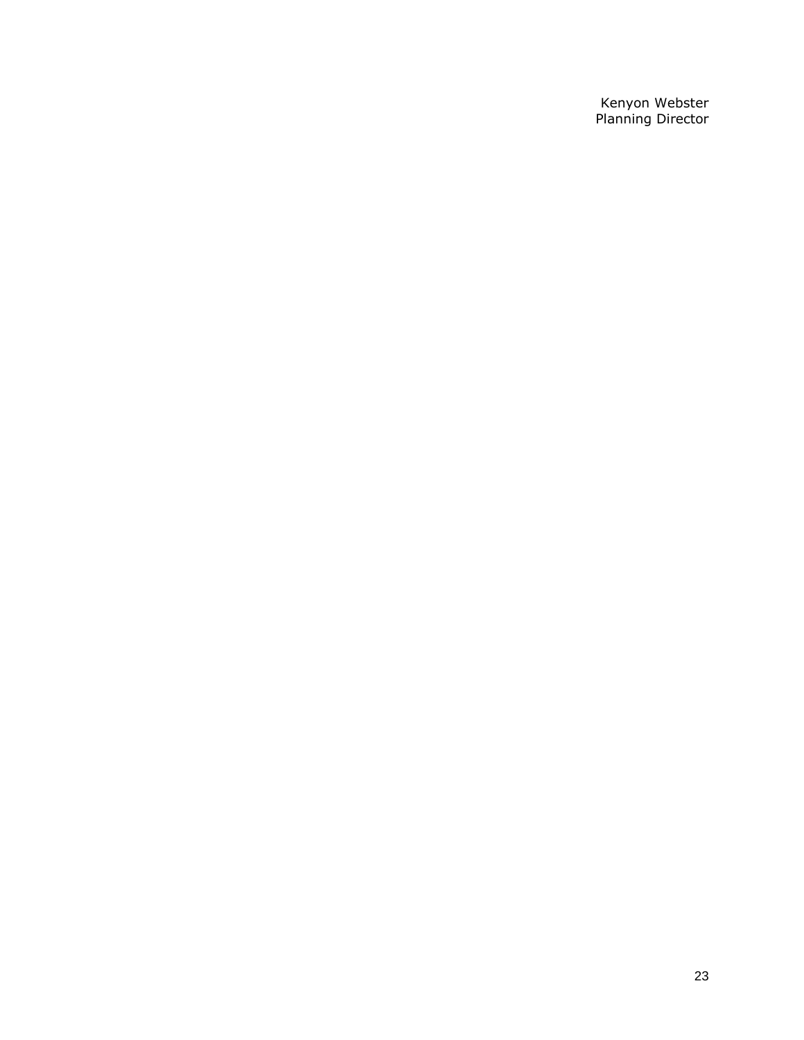Kenyon Webster
Planning Director